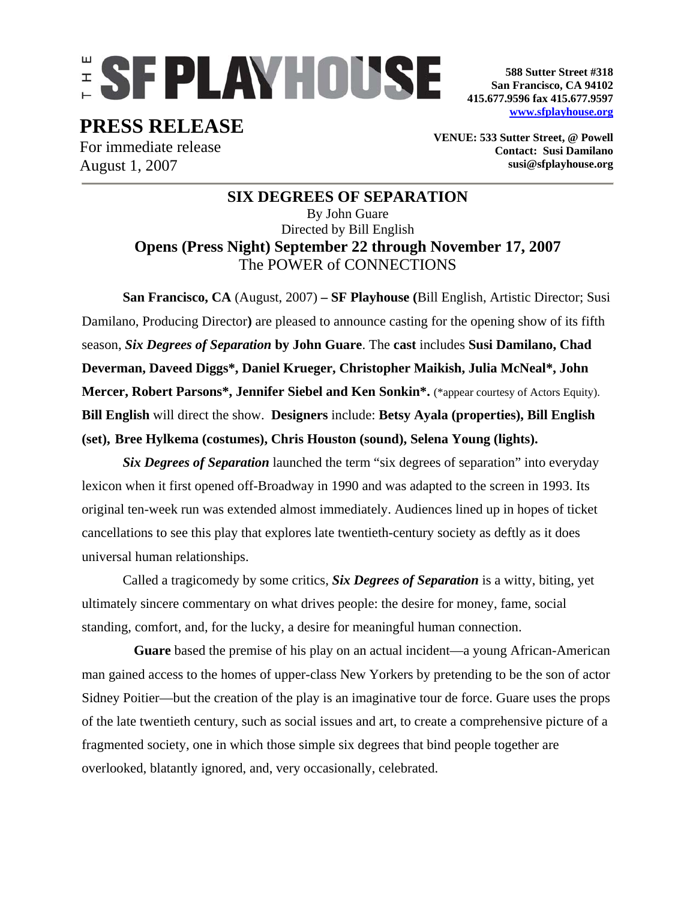# THE SF PLAYHOUSE

588 Sutter Street #318
San Francisco, CA 94102
415.677.9596 fax 415.677.9597
www.sfplayhouse.org

## PRESS RELEASE

For immediate release
August 1, 2007

**VENUE: 533 Sutter Street, @ Powell**
**Contact: Susi Damilano**
**susi@sfplayhouse.org**

---

**SIX DEGREES OF SEPARATION**
By John Guare
Directed by Bill English
**Opens (Press Night) September 22 through November 17, 2007**
The POWER of CONNECTIONS

**San Francisco, CA** (August, 2007) **– SF Playhouse (**Bill English, Artistic Director; Susi Damilano, Producing Director**)** are pleased to announce casting for the opening show of its fifth season, ***Six Degrees of Separation* by John Guare**. The **cast** includes **Susi Damilano, Chad Deverman, Daveed Diggs*, Daniel Krueger, Christopher Maikish, Julia McNeal*, John Mercer, Robert Parsons*, Jennifer Siebel and Ken Sonkin*.** (*appear courtesy of Actors Equity). **Bill English** will direct the show. **Designers** include: **Betsy Ayala (properties), Bill English (set), Bree Hylkema (costumes), Chris Houston (sound), Selena Young (lights).**

***Six Degrees of Separation*** launched the term "six degrees of separation" into everyday lexicon when it first opened off-Broadway in 1990 and was adapted to the screen in 1993. Its original ten-week run was extended almost immediately. Audiences lined up in hopes of ticket cancellations to see this play that explores late twentieth-century society as deftly as it does universal human relationships.

Called a tragicomedy by some critics, ***Six Degrees of Separation*** is a witty, biting, yet ultimately sincere commentary on what drives people: the desire for money, fame, social standing, comfort, and, for the lucky, a desire for meaningful human connection.

**Guare** based the premise of his play on an actual incident—a young African-American man gained access to the homes of upper-class New Yorkers by pretending to be the son of actor Sidney Poitier—but the creation of the play is an imaginative tour de force. Guare uses the props of the late twentieth century, such as social issues and art, to create a comprehensive picture of a fragmented society, one in which those simple six degrees that bind people together are overlooked, blatantly ignored, and, very occasionally, celebrated.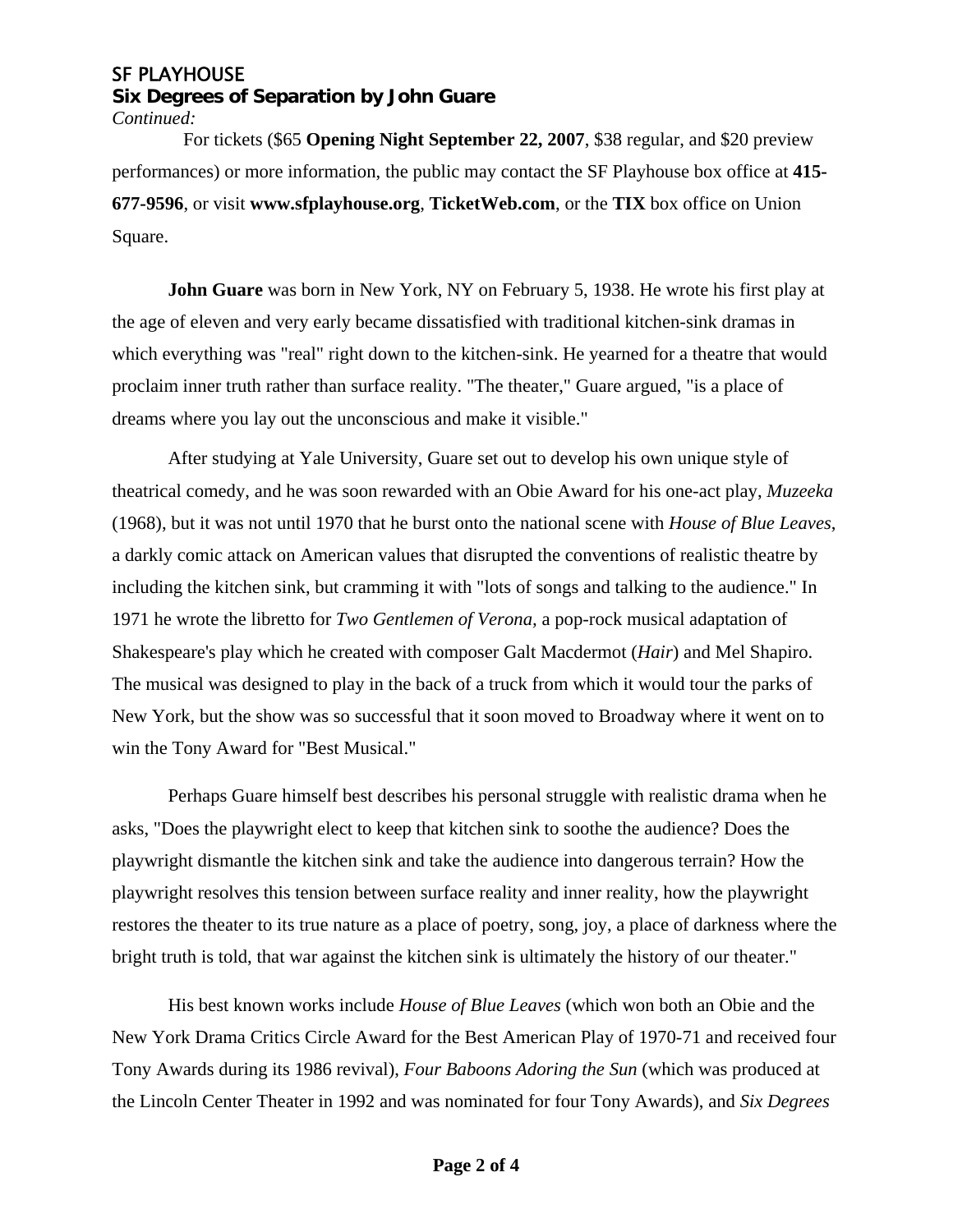SF PLAYHOUSE
**Six Degrees of Separation by John Guare**
*Continued:*

For tickets ($65 **Opening Night September 22, 2007**, $38 regular, and $20 preview performances) or more information, the public may contact the SF Playhouse box office at **415-677-9596**, or visit **www.sfplayhouse.org**, **TicketWeb.com**, or the **TIX** box office on Union Square.

**John Guare** was born in New York, NY on February 5, 1938. He wrote his first play at the age of eleven and very early became dissatisfied with traditional kitchen-sink dramas in which everything was "real" right down to the kitchen-sink. He yearned for a theatre that would proclaim inner truth rather than surface reality. "The theater," Guare argued, "is a place of dreams where you lay out the unconscious and make it visible."

After studying at Yale University, Guare set out to develop his own unique style of theatrical comedy, and he was soon rewarded with an Obie Award for his one-act play, *Muzeeka* (1968), but it was not until 1970 that he burst onto the national scene with *House of Blue Leaves*, a darkly comic attack on American values that disrupted the conventions of realistic theatre by including the kitchen sink, but cramming it with "lots of songs and talking to the audience." In 1971 he wrote the libretto for *Two Gentlemen of Verona,* a pop-rock musical adaptation of Shakespeare's play which he created with composer Galt Macdermot (*Hair*) and Mel Shapiro. The musical was designed to play in the back of a truck from which it would tour the parks of New York, but the show was so successful that it soon moved to Broadway where it went on to win the Tony Award for "Best Musical."

Perhaps Guare himself best describes his personal struggle with realistic drama when he asks, "Does the playwright elect to keep that kitchen sink to soothe the audience? Does the playwright dismantle the kitchen sink and take the audience into dangerous terrain? How the playwright resolves this tension between surface reality and inner reality, how the playwright restores the theater to its true nature as a place of poetry, song, joy, a place of darkness where the bright truth is told, that war against the kitchen sink is ultimately the history of our theater."

His best known works include *House of Blue Leaves* (which won both an Obie and the New York Drama Critics Circle Award for the Best American Play of 1970-71 and received four Tony Awards during its 1986 revival), *Four Baboons Adoring the Sun* (which was produced at the Lincoln Center Theater in 1992 and was nominated for four Tony Awards), and *Six Degrees*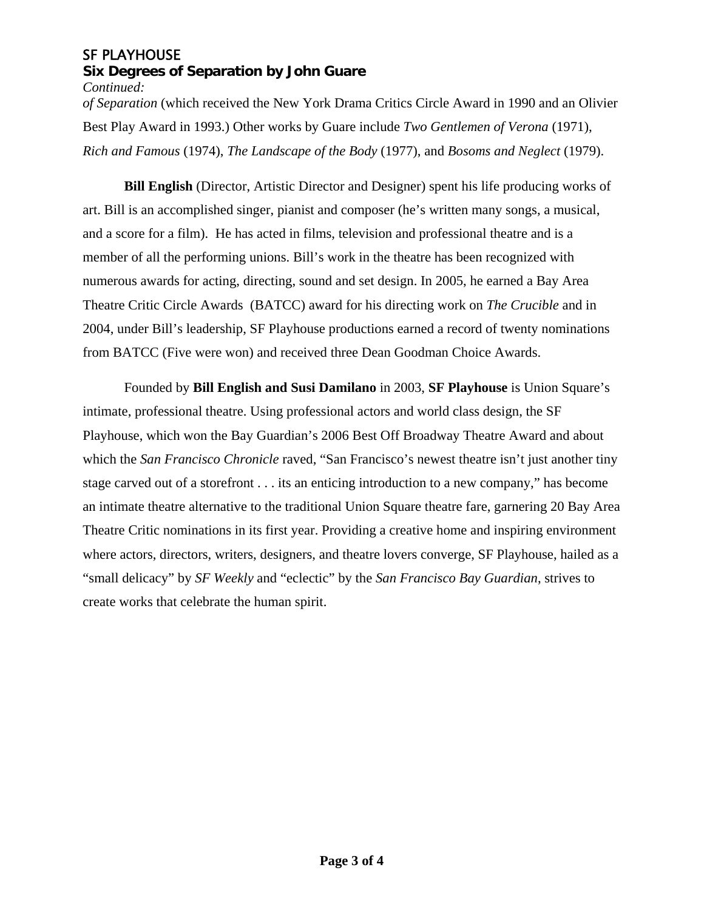*Continued:*

*of Separation* (which received the New York Drama Critics Circle Award in 1990 and an Olivier Best Play Award in 1993.) Other works by Guare include *Two Gentlemen of Verona* (1971), *Rich and Famous* (1974), *The Landscape of the Body* (1977), and *Bosoms and Neglect* (1979).

**Bill English** (Director, Artistic Director and Designer) spent his life producing works of art. Bill is an accomplished singer, pianist and composer (he's written many songs, a musical, and a score for a film). He has acted in films, television and professional theatre and is a member of all the performing unions. Bill's work in the theatre has been recognized with numerous awards for acting, directing, sound and set design. In 2005, he earned a Bay Area Theatre Critic Circle Awards (BATCC) award for his directing work on *The Crucible* and in 2004, under Bill's leadership, SF Playhouse productions earned a record of twenty nominations from BATCC (Five were won) and received three Dean Goodman Choice Awards.

Founded by **Bill English and Susi Damilano** in 2003, **SF Playhouse** is Union Square's intimate, professional theatre. Using professional actors and world class design, the SF Playhouse, which won the Bay Guardian's 2006 Best Off Broadway Theatre Award and about which the *San Francisco Chronicle* raved, "San Francisco's newest theatre isn't just another tiny stage carved out of a storefront . . . its an enticing introduction to a new company," has become an intimate theatre alternative to the traditional Union Square theatre fare, garnering 20 Bay Area Theatre Critic nominations in its first year. Providing a creative home and inspiring environment where actors, directors, writers, designers, and theatre lovers converge, SF Playhouse, hailed as a "small delicacy" by *SF Weekly* and "eclectic" by the *San Francisco Bay Guardian*, strives to create works that celebrate the human spirit.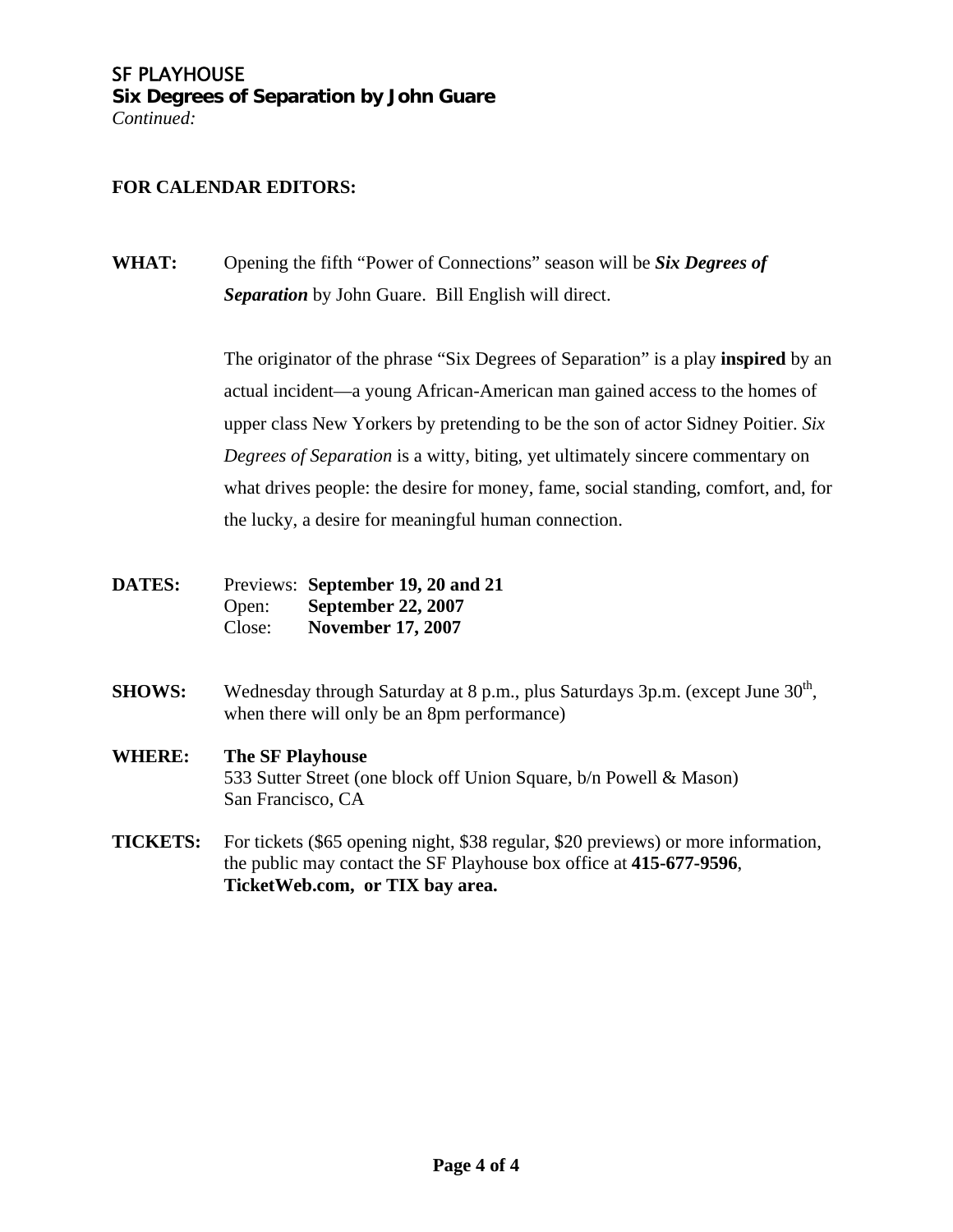SF PLAYHOUSE
**Six Degrees of Separation by John Guare**
*Continued:*

**FOR CALENDAR EDITORS:**

**WHAT:** Opening the fifth "Power of Connections" season will be ***Six Degrees of Separation*** by John Guare. Bill English will direct.

The originator of the phrase "Six Degrees of Separation" is a play **inspired** by an actual incident—a young African-American man gained access to the homes of upper class New Yorkers by pretending to be the son of actor Sidney Poitier. *Six Degrees of Separation* is a witty, biting, yet ultimately sincere commentary on what drives people: the desire for money, fame, social standing, comfort, and, for the lucky, a desire for meaningful human connection.

**DATES:**
Previews: **September 19, 20 and 21**
Open: **September 22, 2007**
Close: **November 17, 2007**

**SHOWS:** Wednesday through Saturday at 8 p.m., plus Saturdays 3p.m. (except June 30th, when there will only be an 8pm performance)

**WHERE:** **The SF Playhouse**
533 Sutter Street (one block off Union Square, b/n Powell & Mason)
San Francisco, CA

**TICKETS:** For tickets ($65 opening night, $38 regular, $20 previews) or more information, the public may contact the SF Playhouse box office at **415-677-9596**, **TicketWeb.com, or TIX bay area.**